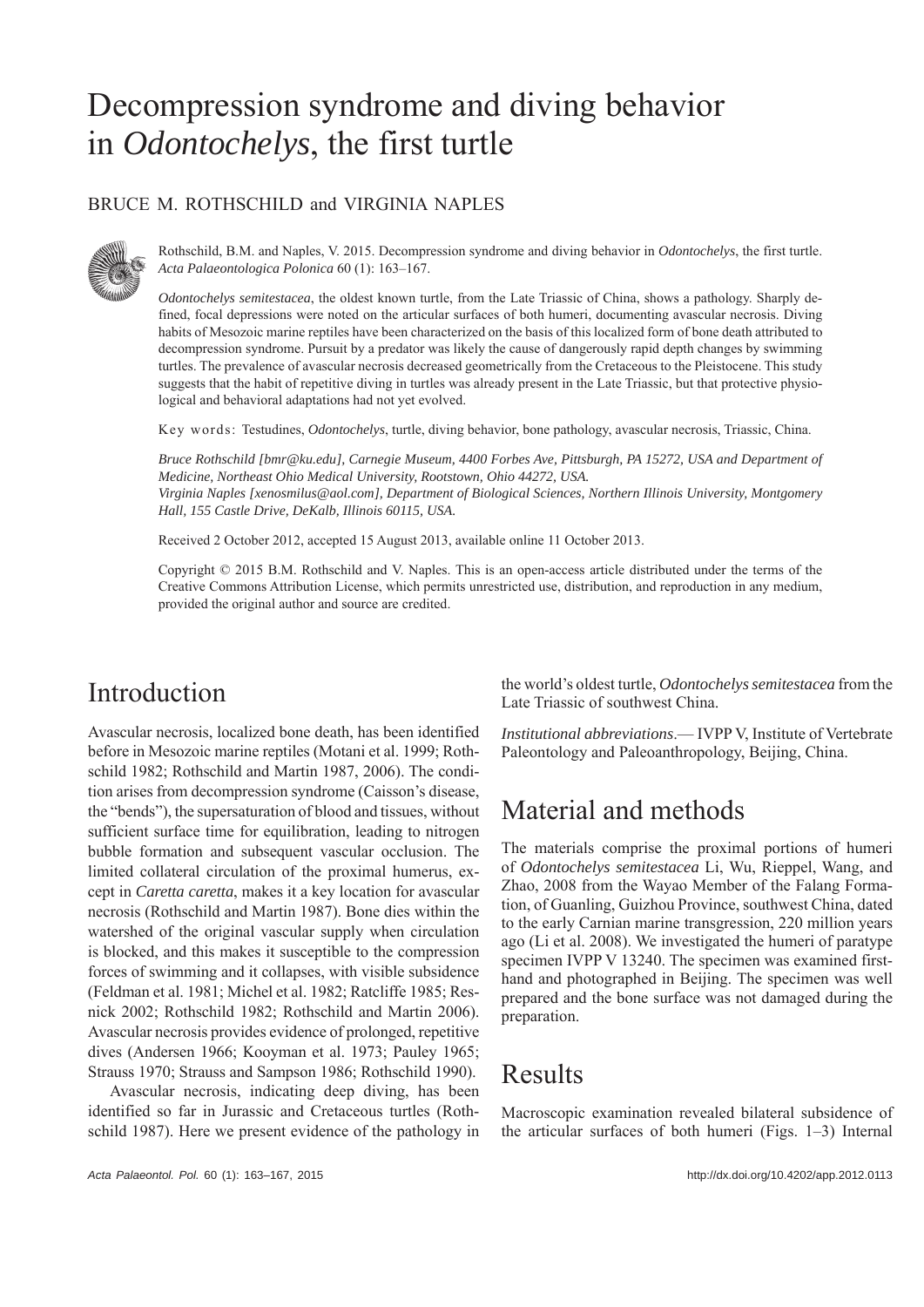# Decompression syndrome and diving behavior in *Odontochelys*, the first turtle

BRUCE M. ROTHSCHILD and VIRGINIA NAPLES

Rothschild, B.M. and Naples, V. 2015. Decompression syndrome and diving behavior in *Odontochelys*, the first turtle. *Acta Palaeontologica Polonica* 60 (1): 163–167.

*Odontochelys semitestacea*, the oldest known turtle, from the Late Triassic of China, shows a pathology. Sharply defined, focal depressions were noted on the articular surfaces of both humeri, documenting avascular necrosis. Diving habits of Mesozoic marine reptiles have been characterized on the basis of this localized form of bone death attributed to decompression syndrome. Pursuit by a predator was likely the cause of dangerously rapid depth changes by swimming turtles. The prevalence of avascular necrosis decreased geometrically from the Cretaceous to the Pleistocene. This study suggests that the habit of repetitive diving in turtles was already present in the Late Triassic, but that protective physiological and behavioral adaptations had not yet evolved.

Key words: Testudines, *Odontochelys*, turtle, diving behavior, bone pathology, avascular necrosis, Triassic, China.

*Bruce Rothschild [bmr@ku.edu], Carnegie Museum, 4400 Forbes Ave, Pittsburgh, PA 15272, USA and Department of Medicine, Northeast Ohio Medical University, Rootstown, Ohio 44272, USA.*
*Virginia Naples [xenosmilus@aol.com], Department of Biological Sciences, Northern Illinois University, Montgomery Hall, 155 Castle Drive, DeKalb, Illinois 60115, USA.*

Received 2 October 2012, accepted 15 August 2013, available online 11 October 2013.

Copyright © 2015 B.M. Rothschild and V. Naples. This is an open-access article distributed under the terms of the Creative Commons Attribution License, which permits unrestricted use, distribution, and reproduction in any medium, provided the original author and source are credited.

## Introduction

Avascular necrosis, localized bone death, has been identified before in Mesozoic marine reptiles (Motani et al. 1999; Rothschild 1982; Rothschild and Martin 1987, 2006). The condition arises from decompression syndrome (Caisson's disease, the "bends"), the supersaturation of blood and tissues, without sufficient surface time for equilibration, leading to nitrogen bubble formation and subsequent vascular occlusion. The limited collateral circulation of the proximal humerus, except in *Caretta caretta*, makes it a key location for avascular necrosis (Rothschild and Martin 1987). Bone dies within the watershed of the original vascular supply when circulation is blocked, and this makes it susceptible to the compression forces of swimming and it collapses, with visible subsidence (Feldman et al. 1981; Michel et al. 1982; Ratcliffe 1985; Resnick 2002; Rothschild 1982; Rothschild and Martin 2006). Avascular necrosis provides evidence of prolonged, repetitive dives (Andersen 1966; Kooyman et al. 1973; Pauley 1965; Strauss 1970; Strauss and Sampson 1986; Rothschild 1990).

Avascular necrosis, indicating deep diving, has been identified so far in Jurassic and Cretaceous turtles (Rothschild 1987). Here we present evidence of the pathology in the world's oldest turtle, *Odontochelys semitestacea* from the Late Triassic of southwest China.

*Institutional abbreviations*.— IVPP V, Institute of Vertebrate Paleontology and Paleoanthropology, Beijing, China.

## Material and methods

The materials comprise the proximal portions of humeri of *Odontochelys semitestacea* Li, Wu, Rieppel, Wang, and Zhao, 2008 from the Wayao Member of the Falang Formation, of Guanling, Guizhou Province, southwest China, dated to the early Carnian marine transgression, 220 million years ago (Li et al. 2008). We investigated the humeri of paratype specimen IVPP V 13240. The specimen was examined first-hand and photographed in Beijing. The specimen was well prepared and the bone surface was not damaged during the preparation.

## Results

Macroscopic examination revealed bilateral subsidence of the articular surfaces of both humeri (Figs. 1–3) Internal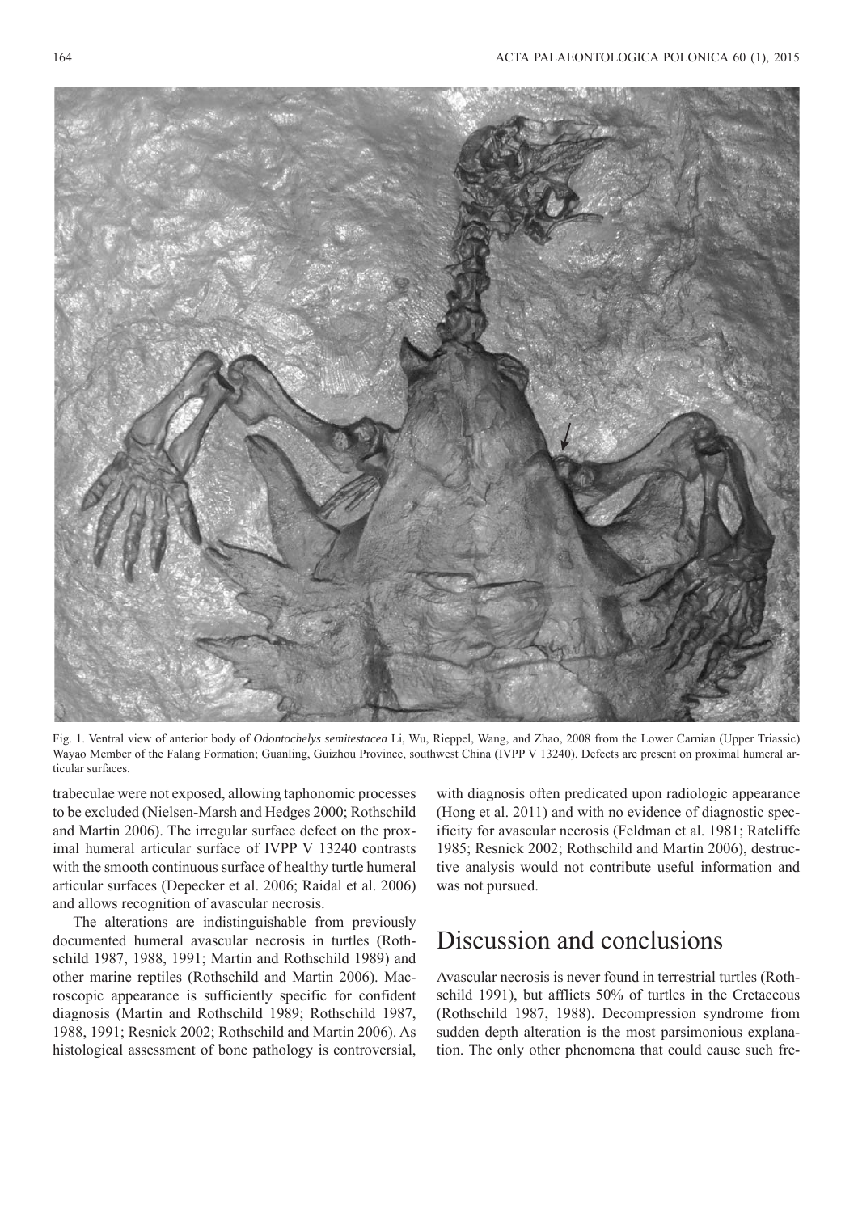Fig. 1. Ventral view of anterior body of *Odontochelys semitestacea* Li, Wu, Rieppel, Wang, and Zhao, 2008 from the Lower Carnian (Upper Triassic) Wayao Member of the Falang Formation; Guanling, Guizhou Province, southwest China (IVPP V 13240). Defects are present on proximal humeral articular surfaces.

trabeculae were not exposed, allowing taphonomic processes to be excluded (Nielsen-Marsh and Hedges 2000; Rothschild and Martin 2006). The irregular surface defect on the proximal humeral articular surface of IVPP V 13240 contrasts with the smooth continuous surface of healthy turtle humeral articular surfaces (Depecker et al. 2006; Raidal et al. 2006) and allows recognition of avascular necrosis.

The alterations are indistinguishable from previously documented humeral avascular necrosis in turtles (Rothschild 1987, 1988, 1991; Martin and Rothschild 1989) and other marine reptiles (Rothschild and Martin 2006). Macroscopic appearance is sufficiently specific for confident diagnosis (Martin and Rothschild 1989; Rothschild 1987, 1988, 1991; Resnick 2002; Rothschild and Martin 2006). As histological assessment of bone pathology is controversial, with diagnosis often predicated upon radiologic appearance (Hong et al. 2011) and with no evidence of diagnostic specificity for avascular necrosis (Feldman et al. 1981; Ratcliffe 1985; Resnick 2002; Rothschild and Martin 2006), destructive analysis would not contribute useful information and was not pursued.

## Discussion and conclusions

Avascular necrosis is never found in terrestrial turtles (Rothschild 1991), but afflicts 50% of turtles in the Cretaceous (Rothschild 1987, 1988). Decompression syndrome from sudden depth alteration is the most parsimonious explanation. The only other phenomena that could cause such fre-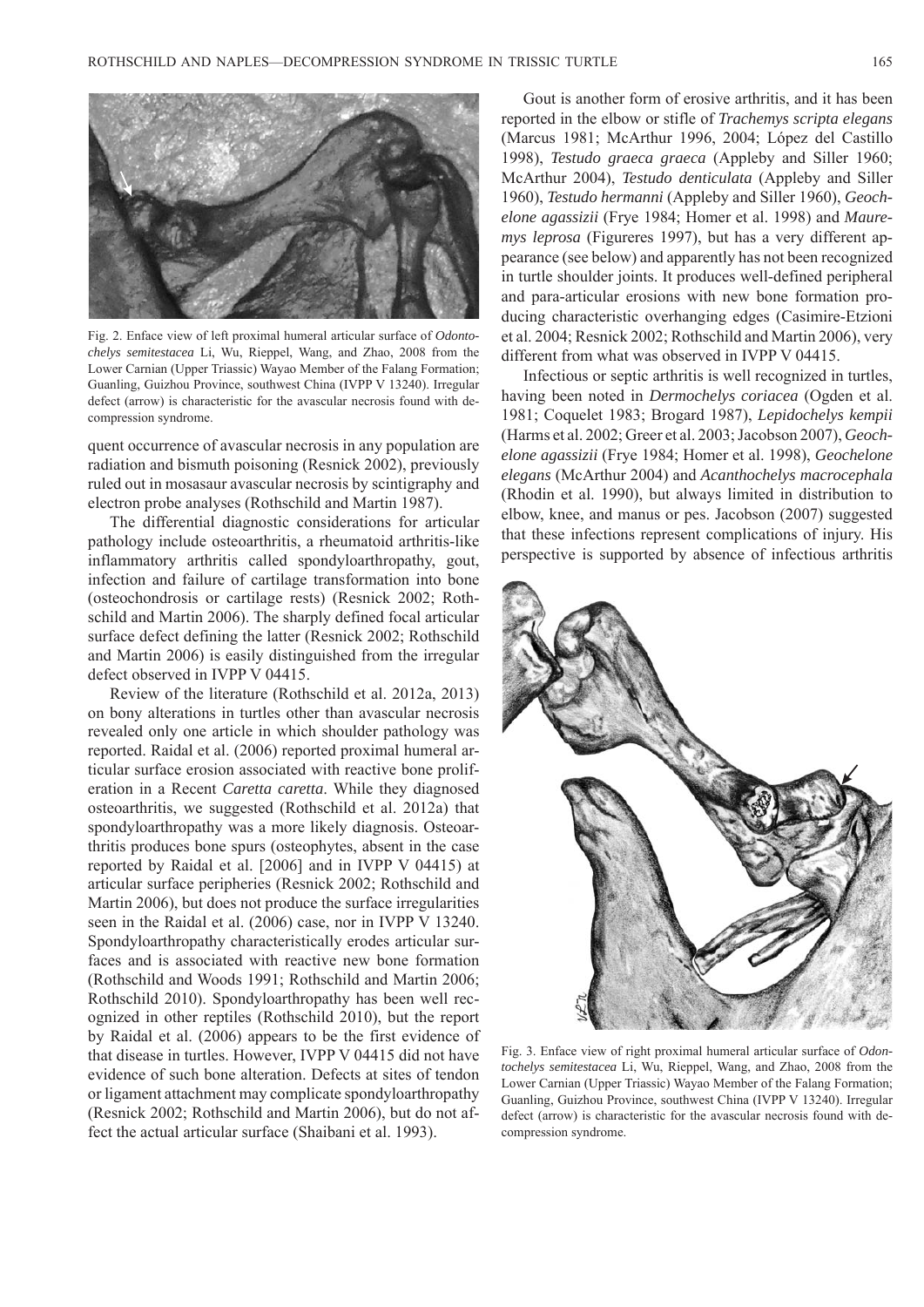Fig. 2. Enface view of left proximal humeral articular surface of *Odontochelys semitestacea* Li, Wu, Rieppel, Wang, and Zhao, 2008 from the Lower Carnian (Upper Triassic) Wayao Member of the Falang Formation; Guanling, Guizhou Province, southwest China (IVPP V 13240). Irregular defect (arrow) is characteristic for the avascular necrosis found with decompression syndrome.

quent occurrence of avascular necrosis in any population are radiation and bismuth poisoning (Resnick 2002), previously ruled out in mosasaur avascular necrosis by scintigraphy and electron probe analyses (Rothschild and Martin 1987).

The differential diagnostic considerations for articular pathology include osteoarthritis, a rheumatoid arthritis-like inflammatory arthritis called spondyloarthropathy, gout, infection and failure of cartilage transformation into bone (osteochondrosis or cartilage rests) (Resnick 2002; Rothschild and Martin 2006). The sharply defined focal articular surface defect defining the latter (Resnick 2002; Rothschild and Martin 2006) is easily distinguished from the irregular defect observed in IVPP V 04415.

Review of the literature (Rothschild et al. 2012a, 2013) on bony alterations in turtles other than avascular necrosis revealed only one article in which shoulder pathology was reported. Raidal et al. (2006) reported proximal humeral articular surface erosion associated with reactive bone proliferation in a Recent *Caretta caretta*. While they diagnosed osteoarthritis, we suggested (Rothschild et al. 2012a) that spondyloarthropathy was a more likely diagnosis. Osteoarthritis produces bone spurs (osteophytes, absent in the case reported by Raidal et al. [2006] and in IVPP V 04415) at articular surface peripheries (Resnick 2002; Rothschild and Martin 2006), but does not produce the surface irregularities seen in the Raidal et al. (2006) case, nor in IVPP V 13240. Spondyloarthropathy characteristically erodes articular surfaces and is associated with reactive new bone formation (Rothschild and Woods 1991; Rothschild and Martin 2006; Rothschild 2010). Spondyloarthropathy has been well recognized in other reptiles (Rothschild 2010), but the report by Raidal et al. (2006) appears to be the first evidence of that disease in turtles. However, IVPP V 04415 did not have evidence of such bone alteration. Defects at sites of tendon or ligament attachment may complicate spondyloarthropathy (Resnick 2002; Rothschild and Martin 2006), but do not affect the actual articular surface (Shaibani et al. 1993).

Gout is another form of erosive arthritis, and it has been reported in the elbow or stifle of *Trachemys scripta elegans* (Marcus 1981; McArthur 1996, 2004; López del Castillo 1998), *Testudo graeca graeca* (Appleby and Siller 1960; McArthur 2004), *Testudo denticulata* (Appleby and Siller 1960), *Testudo hermanni* (Appleby and Siller 1960), *Geochelone agassizii* (Frye 1984; Homer et al. 1998) and *Mauremys leprosa* (Figureres 1997), but has a very different appearance (see below) and apparently has not been recognized in turtle shoulder joints. It produces well-defined peripheral and para-articular erosions with new bone formation producing characteristic overhanging edges (Casimire-Etzioni et al. 2004; Resnick 2002; Rothschild and Martin 2006), very different from what was observed in IVPP V 04415.

Infectious or septic arthritis is well recognized in turtles, having been noted in *Dermochelys coriacea* (Ogden et al. 1981; Coquelet 1983; Brogard 1987), *Lepidochelys kempii* (Harms et al. 2002; Greer et al. 2003; Jacobson 2007), *Geochelone agassizii* (Frye 1984; Homer et al. 1998), *Geochelone elegans* (McArthur 2004) and *Acanthochelys macrocephala* (Rhodin et al. 1990), but always limited in distribution to elbow, knee, and manus or pes. Jacobson (2007) suggested that these infections represent complications of injury. His perspective is supported by absence of infectious arthritis

Fig. 3. Enface view of right proximal humeral articular surface of *Odontochelys semitestacea* Li, Wu, Rieppel, Wang, and Zhao, 2008 from the Lower Carnian (Upper Triassic) Wayao Member of the Falang Formation; Guanling, Guizhou Province, southwest China (IVPP V 13240). Irregular defect (arrow) is characteristic for the avascular necrosis found with decompression syndrome.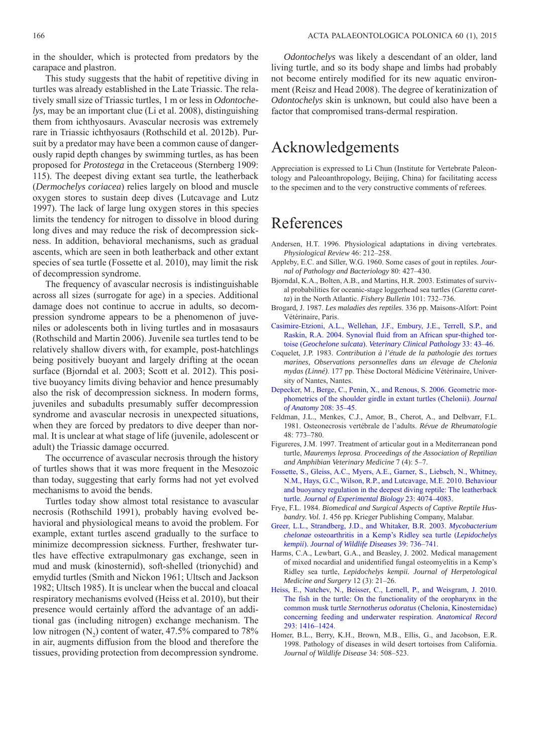in the shoulder, which is protected from predators by the carapace and plastron.

This study suggests that the habit of repetitive diving in turtles was already established in the Late Triassic. The relatively small size of Triassic turtles, 1 m or less in *Odontochelys,* may be an important clue (Li et al. 2008), distinguishing them from ichthyosaurs. Avascular necrosis was extremely rare in Triassic ichthyosaurs (Rothschild et al. 2012b). Pursuit by a predator may have been a common cause of dangerously rapid depth changes by swimming turtles, as has been proposed for *Protostega* in the Cretaceous (Sternberg 1909: 115). The deepest diving extant sea turtle, the leatherback (*Dermochelys coriacea*) relies largely on blood and muscle oxygen stores to sustain deep dives (Lutcavage and Lutz 1997). The lack of large lung oxygen stores in this species limits the tendency for nitrogen to dissolve in blood during long dives and may reduce the risk of decompression sickness. In addition, behavioral mechanisms, such as gradual ascents, which are seen in both leatherback and other extant species of sea turtle (Fossette et al. 2010), may limit the risk of decompression syndrome.

The frequency of avascular necrosis is indistinguishable across all sizes (surrogate for age) in a species. Additional damage does not continue to accrue in adults, so decompression syndrome appears to be a phenomenon of juveniles or adolescents both in living turtles and in mosasaurs (Rothschild and Martin 2006). Juvenile sea turtles tend to be relatively shallow divers with, for example, post-hatchlings being positively buoyant and largely drifting at the ocean surface (Bjorndal et al. 2003; Scott et al. 2012). This positive buoyancy limits diving behavior and hence presumably also the risk of decompression sickness. In modern forms, juveniles and subadults presumably suffer decompression syndrome and avascular necrosis in unexpected situations, when they are forced by predators to dive deeper than normal. It is unclear at what stage of life (juvenile, adolescent or adult) the Triassic damage occurred.

The occurrence of avascular necrosis through the history of turtles shows that it was more frequent in the Mesozoic than today, suggesting that early forms had not yet evolved mechanisms to avoid the bends.

Turtles today show almost total resistance to avascular necrosis (Rothschild 1991), probably having evolved behavioral and physiological means to avoid the problem. For example, extant turtles ascend gradually to the surface to minimize decompression sickness. Further, freshwater turtles have effective extrapulmonary gas exchange, seen in mud and musk (kinosternid), soft-shelled (trionychid) and emydid turtles (Smith and Nickon 1961; Ultsch and Jackson 1982; Ultsch 1985). It is unclear when the buccal and cloacal respiratory mechanisms evolved (Heiss et al. 2010), but their presence would certainly afford the advantage of an additional gas (including nitrogen) exchange mechanism. The low nitrogen ($N_2$) content of water, 47.5% compared to 78% in air, augments diffusion from the blood and therefore the tissues, providing protection from decompression syndrome.

*Odontochelys* was likely a descendant of an older, land living turtle, and so its body shape and limbs had probably not become entirely modified for its new aquatic environment (Reisz and Head 2008). The degree of keratinization of *Odontochelys* skin is unknown, but could also have been a factor that compromised trans-dermal respiration.

# Acknowledgements

Appreciation is expressed to Li Chun (Institute for Vertebrate Paleontology and Paleoanthropology, Beijing, China) for facilitating access to the specimen and to the very constructive comments of referees.

# References

Andersen, H.T. 1996. Physiological adaptations in diving vertebrates. *Physiological Review* 46: 212–258.

Appleby, E.C. and Siller, W.G. 1960. Some cases of gout in reptiles. *Journal of Pathology and Bacteriology* 80: 427–430.

Bjorndal, K.A., Bolten, A.B., and Martins, H.R. 2003. Estimates of survival probabilities for oceanic-stage loggerhead sea turtles (*Caretta caretta*) in the North Atlantic. *Fishery Bulletin* 101: 732–736.

Brogard, J. 1987. *Les maladies des reptiles*. 336 pp. Maisons-Alfort: Point Vétérinaire, Paris.

Casimire-Etzioni, A.L., Wellehan, J.F., Embury, J.E., Terrell, S.P., and Raskin, R.A. 2004. Synovial fluid from an African spur-thighed tortoise (*Geochelone sulcata*). *Veterinary Clinical Pathology* 33: 43–46.

Coquelet, J.P. 1983. *Contribution à l'étude de la pathologie des tortues marines, Observations personnelles dans un élevage de Chelonia mydas (Linné)*. 177 pp. Thèse Doctoral Médicine Vétérinaire, University of Nantes, Nantes.

Depecker, M., Berge, C., Penin, X., and Renous, S. 2006. Geometric morphometrics of the shoulder girdle in extant turtles (Chelonii). *Journal of Anatomy* 208: 35–45.

Feldman, J.L., Menkes, C.J., Amor, B., Cherot, A., and Delbvarr, F.L. 1981. Osteonecrosis vertébrale de l'adults. *Révue de Rheumatologie* 48: 773–780.

Figureres, J.M. 1997. Treatment of articular gout in a Mediterranean pond turtle, *Mauremys leprosa*. *Proceedings of the Association of Reptilian and Amphibian Veterinary Medicine* 7 (4): 5–7.

Fossette, S., Gleiss, A.C., Myers, A.E., Garner, S., Liebsch, N., Whitney, N.M., Hays, G.C., Wilson, R.P., and Lutcavage, M.E. 2010. Behaviour and buoyancy regulation in the deepest diving reptile: The leatherback turtle. *Journal of Experimental Biology* 23: 4074–4083.

Frye, F.L. 1984. *Biomedical and Surgical Aspects of Captive Reptile Husbandry. Vol. 1*. 456 pp. Krieger Publishing Company, Malabar.

Greer, L.L., Strandberg, J.D., and Whitaker, B.R. 2003. *Mycobacterium chelonae* osteoarthritis in a Kemp's Ridley sea turtle (*Lepidochelys kempii*). *Journal of Wildlife Diseases* 39: 736–741.

Harms, C.A., Lewbart, G.A., and Beasley, J. 2002. Medical management of mixed nocardial and unidentified fungal osteomyelitis in a Kemp's Ridley sea turtle, *Lepidochelys kempii*. *Journal of Herpetological Medicine and Surgery* 12 (3): 21–26.

Heiss, E., Natchev, N., Beisser, C., Lemell, P., and Weisgram, J. 2010. The fish in the turtle: On the functionality of the oropharynx in the common musk turtle *Sternotherus odoratus* (Chelonia, Kinosternidae) concerning feeding and underwater respiration. *Anatomical Record* 293: 1416–1424.

Homer, B.L., Berry, K.H., Brown, M.B., Ellis, G., and Jacobson, E.R. 1998. Pathology of diseases in wild desert tortoises from California. *Journal of Wildlife Disease* 34: 508–523.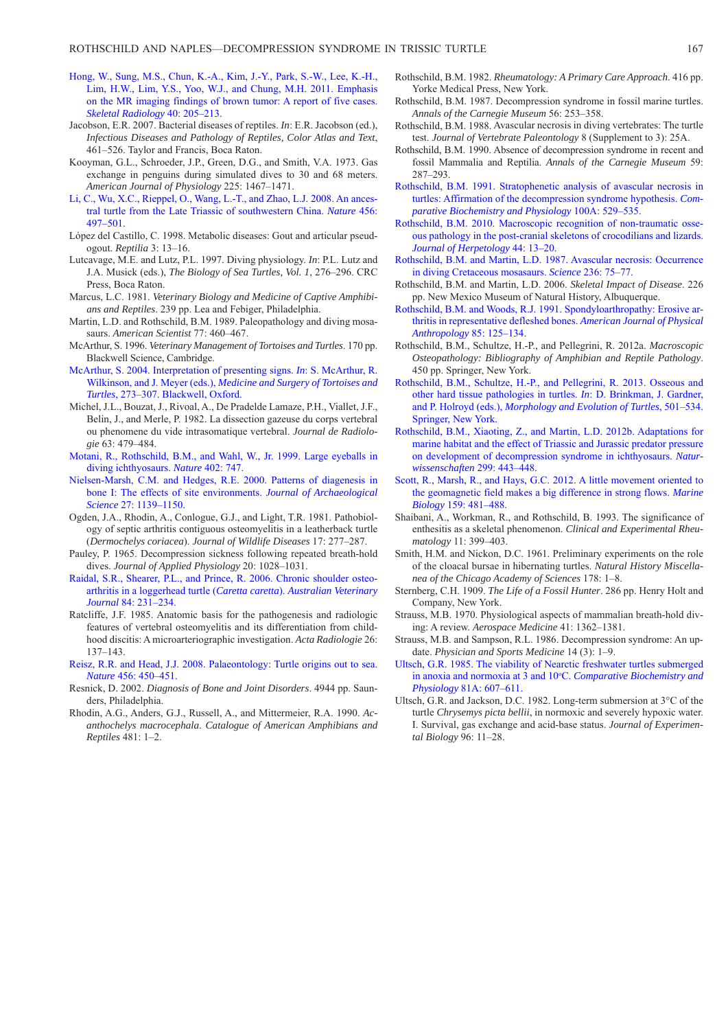Hong, W., Sung, M.S., Chun, K.-A., Kim, J.-Y., Park, S.-W., Lee, K.-H., Lim, H.W., Lim, Y.S., Yoo, W.J., and Chung, M.H. 2011. Emphasis on the MR imaging findings of brown tumor: A report of five cases. *Skeletal Radiology* 40: 205–213.

Jacobson, E.R. 2007. Bacterial diseases of reptiles. *In*: E.R. Jacobson (ed.), *Infectious Diseases and Pathology of Reptiles, Color Atlas and Text*, 461–526. Taylor and Francis, Boca Raton.

Kooyman, G.L., Schroeder, J.P., Green, D.G., and Smith, V.A. 1973. Gas exchange in penguins during simulated dives to 30 and 68 meters. *American Journal of Physiology* 225: 1467–1471.

Li, C., Wu, X.C., Rieppel, O., Wang, L.-T., and Zhao, L.J. 2008. An ancestral turtle from the Late Triassic of southwestern China. *Nature* 456: 497–501.

López del Castillo, C. 1998. Metabolic diseases: Gout and articular pseudogout. *Reptilia* 3: 13–16.

Lutcavage, M.E. and Lutz, P.L. 1997. Diving physiology. *In*: P.L. Lutz and J.A. Musick (eds.), *The Biology of Sea Turtles, Vol. 1*, 276–296. CRC Press, Boca Raton.

Marcus, L.C. 1981. *Veterinary Biology and Medicine of Captive Amphibians and Reptiles*. 239 pp. Lea and Febiger, Philadelphia.

Martin, L.D. and Rothschild, B.M. 1989. Paleopathology and diving mosasaurs. *American Scientist* 77: 460–467.

McArthur, S. 1996. *Veterinary Management of Tortoises and Turtles*. 170 pp. Blackwell Science, Cambridge.

McArthur, S. 2004. Interpretation of presenting signs. *In*: S. McArthur, R. Wilkinson, and J. Meyer (eds.), *Medicine and Surgery of Tortoises and Turtles*, 273–307. Blackwell, Oxford.

Michel, J.L., Bouzat, J., Rivoal, A., De Pradelde Lamaze, P.H., Viallet, J.F., Belin, J., and Merle, P. 1982. La dissection gazeuse du corps vertebral ou phenomene du vide intrasomatique vertebral. *Journal de Radiologie* 63: 479–484.

Motani, R., Rothschild, B.M., and Wahl, W., Jr. 1999. Large eyeballs in diving ichthyosaurs. *Nature* 402: 747.

Nielsen-Marsh, C.M. and Hedges, R.E. 2000. Patterns of diagenesis in bone I: The effects of site environments. *Journal of Archaeological Science* 27: 1139–1150.

Ogden, J.A., Rhodin, A., Conlogue, G.J., and Light, T.R. 1981. Pathobiology of septic arthritis contiguous osteomyelitis in a leatherback turtle (*Dermochelys coriacea*). *Journal of Wildlife Diseases* 17: 277–287.

Pauley, P. 1965. Decompression sickness following repeated breath-hold dives. *Journal of Applied Physiology* 20: 1028–1031.

Raidal, S.R., Shearer, P.L., and Prince, R. 2006. Chronic shoulder osteoarthritis in a loggerhead turtle (*Caretta caretta*). *Australian Veterinary Journal* 84: 231–234.

Ratcliffe, J.F. 1985. Anatomic basis for the pathogenesis and radiologic features of vertebral osteomyelitis and its differentiation from childhood discitis: A microarteriographic investigation. *Acta Radiologie* 26: 137–143.

Reisz, R.R. and Head, J.J. 2008. Palaeontology: Turtle origins out to sea. *Nature* 456: 450–451.

Resnick, D. 2002. *Diagnosis of Bone and Joint Disorders*. 4944 pp. Saunders, Philadelphia.

Rhodin, A.G., Anders, G.J., Russell, A., and Mittermeier, R.A. 1990. *Acanthochelys macrocephala*. *Catalogue of American Amphibians and Reptiles* 481: 1–2.

Rothschild, B.M. 1982. *Rheumatology: A Primary Care Approach*. 416 pp. Yorke Medical Press, New York.

Rothschild, B.M. 1987. Decompression syndrome in fossil marine turtles. *Annals of the Carnegie Museum* 56: 253–358.

Rothschild, B.M. 1988. Avascular necrosis in diving vertebrates: The turtle test. *Journal of Vertebrate Paleontology* 8 (Supplement to 3): 25A.

Rothschild, B.M. 1990. Absence of decompression syndrome in recent and fossil Mammalia and Reptilia. *Annals of the Carnegie Museum* 59: 287–293.

Rothschild, B.M. 1991. Stratophenetic analysis of avascular necrosis in turtles: Affirmation of the decompression syndrome hypothesis. *Comparative Biochemistry and Physiology* 100A: 529–535.

Rothschild, B.M. 2010. Macroscopic recognition of non-traumatic osseous pathology in the post-cranial skeletons of crocodilians and lizards. *Journal of Herpetology* 44: 13–20.

Rothschild, B.M. and Martin, L.D. 1987. Avascular necrosis: Occurrence in diving Cretaceous mosasaurs. *Science* 236: 75–77.

Rothschild, B.M. and Martin, L.D. 2006. *Skeletal Impact of Disease*. 226 pp. New Mexico Museum of Natural History, Albuquerque.

Rothschild, B.M. and Woods, R.J. 1991. Spondyloarthropathy: Erosive arthritis in representative defleshed bones. *American Journal of Physical Anthropology* 85: 125–134.

Rothschild, B.M., Schultze, H.-P., and Pellegrini, R. 2012a. *Macroscopic Osteopathology: Bibliography of Amphibian and Reptile Pathology*. 450 pp. Springer, New York.

Rothschild, B.M., Schultze, H.-P., and Pellegrini, R. 2013. Osseous and other hard tissue pathologies in turtles. *In*: D. Brinkman, J. Gardner, and P. Holroyd (eds.), *Morphology and Evolution of Turtles*, 501–534. Springer, New York.

Rothschild, B.M., Xiaoting, Z., and Martin, L.D. 2012b. Adaptations for marine habitat and the effect of Triassic and Jurassic predator pressure on development of decompression syndrome in ichthyosaurs. *Naturwissenschaften* 299: 443–448.

Scott, R., Marsh, R., and Hays, G.C. 2012. A little movement oriented to the geomagnetic field makes a big difference in strong flows. *Marine Biology* 159: 481–488.

Shaibani, A., Workman, R., and Rothschild, B. 1993. The significance of enthesitis as a skeletal phenomenon. *Clinical and Experimental Rheumatology* 11: 399–403.

Smith, H.M. and Nickon, D.C. 1961. Preliminary experiments on the role of the cloacal bursae in hibernating turtles. *Natural History Miscellanea of the Chicago Academy of Sciences* 178: 1–8.

Sternberg, C.H. 1909. *The Life of a Fossil Hunter*. 286 pp. Henry Holt and Company, New York.

Strauss, M.B. 1970. Physiological aspects of mammalian breath-hold diving: A review. *Aerospace Medicine* 41: 1362–1381.

Strauss, M.B. and Sampson, R.L. 1986. Decompression syndrome: An update. *Physician and Sports Medicine* 14 (3): 1–9.

Ultsch, G.R. 1985. The viability of Nearctic freshwater turtles submerged in anoxia and normoxia at 3 and 10°C. *Comparative Biochemistry and Physiology* 81A: 607–611.

Ultsch, G.R. and Jackson, D.C. 1982. Long-term submersion at 3°C of the turtle *Chrysemys picta bellii*, in normoxic and severely hypoxic water. I. Survival, gas exchange and acid-base status. *Journal of Experimental Biology* 96: 11–28.